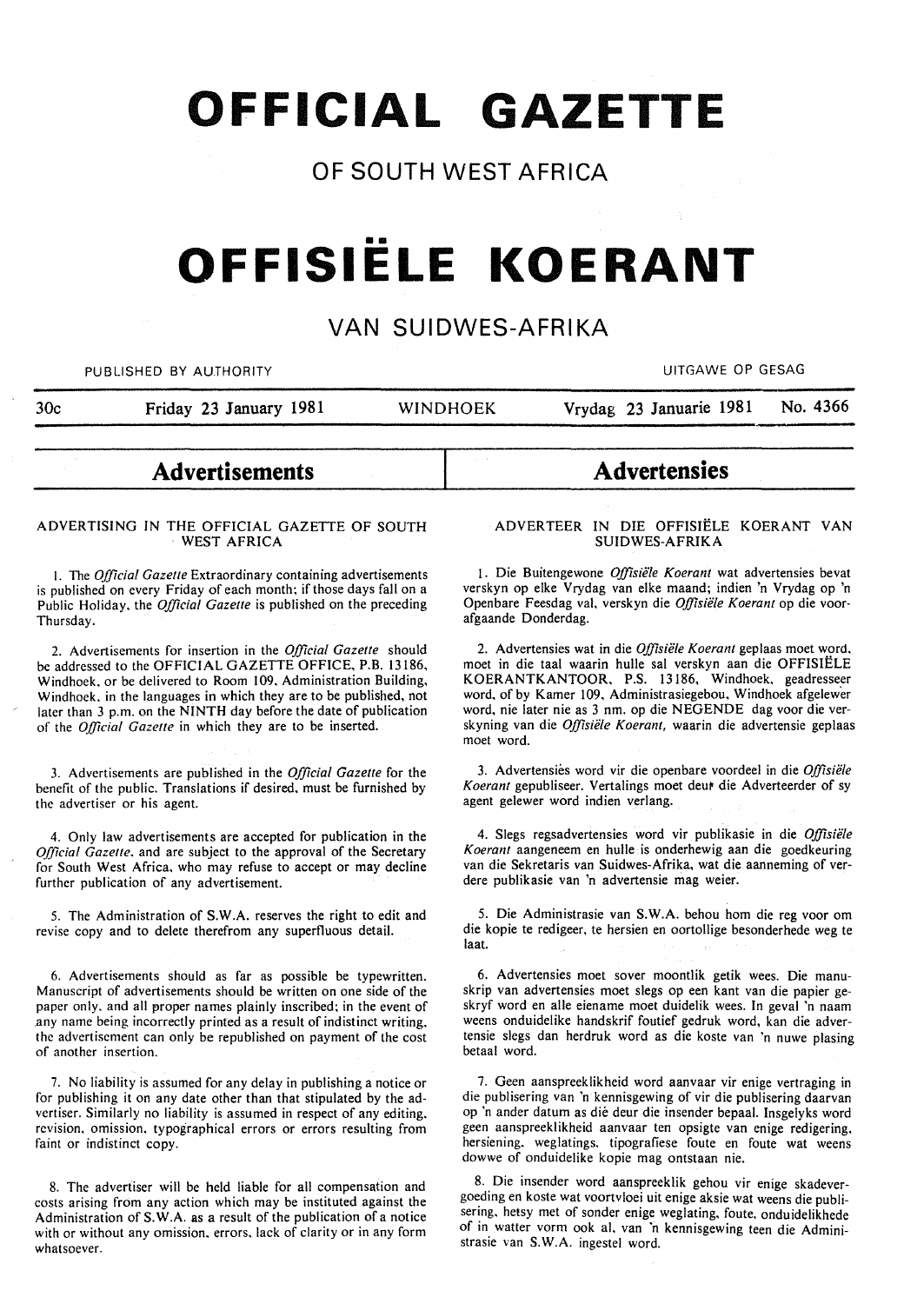# OFFICIAL GAZETTE

## OF SOUTH WEST AFRICA

# OFFISIËLE KOERANT

## VAN SUIDWES-AFRIKA

PUBLISHED BY AUTHORITY | UITGAWE OP GESAG

30c | Friday 23 January 1981 | WINDHOEK | Vrydag 23 Januarie 1981 | No. 4366

## Advertisements

### ADVERTISING IN THE OFFICIAL GAZETTE OF SOUTH WEST AFRICA

1. The *Official Gazette* Extraordinary containing advertisements is published on every Friday of each month; if those days fall on a Public Holiday, the *Official Gazette* is published on the preceding Thursday.

2. Advertisements for insertion in the *Official Gazette* should be addressed to the OFFICIAL GAZETTE OFFICE, P.B. 13186, Windhoek, or be delivered to Room 109, Administration Building, Windhoek, in the languages in which they are to be published, not later than 3 p.m. on the NINTH day before the date of publication of the *Official Gazette* in which they are to be inserted.

3. Advertisements are published in the *Official Gazette* for the benefit of the public. Translations if desired, must be furnished by the advertiser or his agent.

4. Only law advertisements are accepted for publication in the *Official Gazette*, and are subject to the approval of the Secretary for South West Africa, who may refuse to accept or may decline further publication of any advertisement.

5. The Administration of S.W.A. reserves the right to edit and revise copy and to delete therefrom any superfluous detail.

6. Advertisements should as far as possible be typewritten. Manuscript of advertisements should be written on one side of the paper only, and all proper names plainly inscribed; in the event of any name being incorrectly printed as a result of indistinct writing, the advertisement can only be republished on payment of the cost of another insertion.

7. No liability is assumed for any delay in publishing a notice or for publishing it on any date other than that stipulated by the advertiser. Similarly no liability is assumed in respect of any editing, revision, omission, typographical errors or errors resulting from faint or indistinct copy.

8. The advertiser will be held liable for all compensation and costs arising from any action which may be instituted against the Administration of S.W.A. as a result of the publication of a notice with or without any omission, errors, lack of clarity or in any form whatsoever.

## Advertensies

### ADVERTEER IN DIE OFFISIËLE KOERANT VAN SUIDWES-AFRIKA

1. Die Buitengewone *Offisiële Koerant* wat advertensies bevat verskyn op elke Vrydag van elke maand; indien 'n Vrydag op 'n Openbare Feesdag val, verskyn die *Offisiële Koerant* op die voorafgaande Donderdag.

2. Advertensies wat in die *Offisiële Koerant* geplaas moet word, moet in die taal waarin hulle sal verskyn aan die OFFISIËLE KOERANTKANTOOR, P.S. 13186, Windhoek, geadresseer word, of by Kamer 109, Administrasiegebou, Windhoek afgelewer word, nie later nie as 3 nm. op die NEGENDE dag voor die verskyning van die *Offisiële Koerant*, waarin die advertensie geplaas moet word.

3. Advertensies word vir die openbare voordeel in die *Offisiële Koerant* gepubliseer. Vertalings moet deur die Adverteerder of sy agent gelewer word indien verlang.

4. Slegs regsadvertensies word vir publikasie in die *Offisiële Koerant* aangeneem en hulle is onderhewig aan die goedkeuring van die Sekretaris van Suidwes-Afrika, wat die aanneming of verdere publikasie van 'n advertensie mag weier.

5. Die Administrasie van S.W.A. behou hom die reg voor om die kopie te redigeer, te hersien en oortollige besonderhede weg te laat.

6. Advertensies moet sover moontlik getik wees. Die manuskrip van advertensies moet slegs op een kant van die papier geskryf word en alle eiename moet duidelik wees. In geval 'n naam weens onduidelike handskrif foutief gedruk word, kan die advertensie slegs dan herdruk word as die koste van 'n nuwe plasing betaal word.

7. Geen aanspreeklikheid word aanvaar vir enige vertraging in die publisering van 'n kennisgewing of vir die publisering daarvan op 'n ander datum as dié deur die insender bepaal. Insgelyks word geen aanspreeklikheid aanvaar ten opsigte van enige redigering, hersiening, weglatings, tipografiese foute en foute wat weens dowwe of onduidelike kopie mag ontstaan nie.

8. Die insender word aanspreeklik gehou vir enige skadevergoeding en koste wat voortvloei uit enige aksie wat weens die publisering, hetsy met of sonder enige weglating, foute, onduidelikhede of in watter vorm ook al, van 'n kennisgewing teen die Administrasie van S.W.A. ingestel word.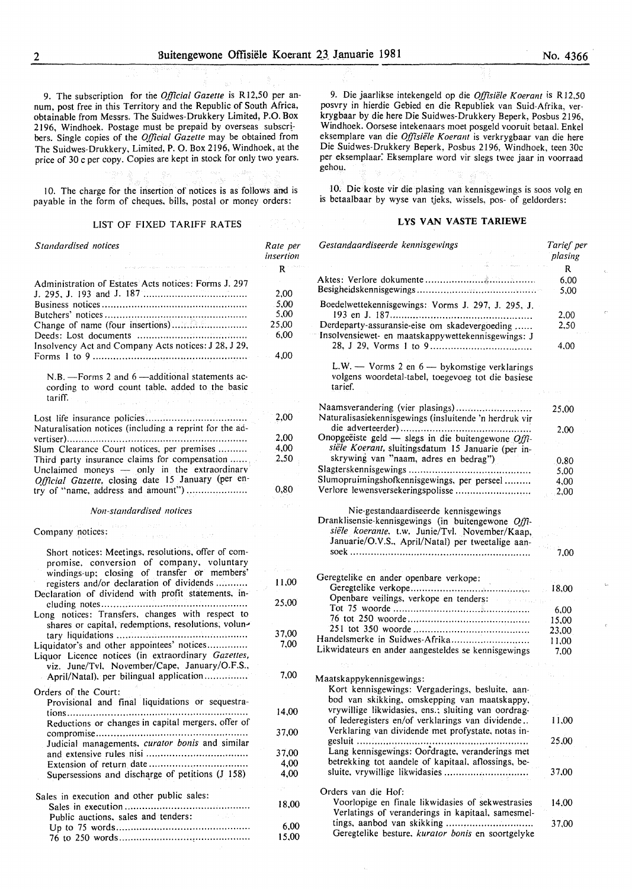9. The subscription for the *Official Gazette* is R12,50 per annum, post free in this Territory and the Republic of South Africa, obtainable from Messrs. The Suidwes-Drukkery Limited, P.O. Box 2196, Windhoek. Postage must be prepaid by overseas subscribers. Single copies of the *Official Gazette* may be obtained from The Suidwes-Drukkery, Limited, P. O. Box 2196, Windhoek, at the price of 30 c per copy. Copies are kept in stock for only two years.

10. The charge for the insertion of notices is as follows and is payable in the form of cheques, bills, postal or money orders:

LIST OF FIXED TARIFF RATES

| *Standardised notices* | Rate per insertion |
|---|---|
| | R |
| Administration of Estates Acts notices: Forms J. 297 J. 295, J. 193 and J. 187 | 2,00 |
| Business notices | 5,00 |
| Butchers' notices | 5,00 |
| Change of name (four insertions) | 25,00 |
| Deeds: Lost documents | 6,00 |
| Insolvency Act and Company Acts notices: J 28, J 29, Forms 1 to 9 | 4,00 |
| N.B. —Forms 2 and 6 —additional statements according to word count table, added to the basic tariff. | |
| Lost life insurance policies | 2,00 |
| Naturalisation notices (including a reprint for the advertiser) | 2,00 |
| Slum Clearance Court notices, per premises | 4,00 |
| Third party insurance claims for compensation | 2,50 |
| Unclaimed moneys — only in the extraordinary *Official Gazette*, closing date 15 January (per entry of "name, address and amount") | 0,80 |

| *Non-standardised notices* | |
|---|---|
| Company notices: | |
| Short notices: Meetings, resolutions, offer of compromise, conversion of company, voluntary windings-up; closing of transfer or members' registers and/or declaration of dividends | 11,00 |
| Declaration of dividend with profit statements, including notes | 25,00 |
| Long notices: Transfers, changes with respect to shares or capital, redemptions, resolutions, voluntary liquidations | 37,00 |
| Liquidator's and other appointees' notices | 7,00 |
| Liquor Licence notices (in extraordinary *Gazettes*, viz. June/Tvl. November/Cape, January/O.F.S., April/Natal), per bilingual application | 7,00 |
| Orders of the Court: | |
| Provisional and final liquidations or sequestrations | 14,00 |
| Reductions or changes in capital mergers, offer of compromise | 37,00 |
| Judicial managements, *curator bonis* and similar and extensive rules nisi | 37,00 |
| Extension of return date | 4,00 |
| Supersessions and discharge of petitions (J 158) | 4,00 |
| Sales in execution and other public sales: | |
| Sales in execution | 18,00 |
| Public auctions, sales and tenders: | |
| Up to 75 words | 6,00 |
| 76 to 250 words | 15,00 |

9. Die jaarlikse intekengeld op die *Offisiële Koerant* is R12,50 posvry in hierdie Gebied en die Republiek van Suid-Afrika, verkrygbaar by die here Die Suidwes-Drukkery Beperk, Posbus 2196, Windhoek. Oorsese intekenaars moet posgeld vooruit betaal. Enkel eksemplare van die *Offisiële Koerant* is verkrygbaar van die here Die Suidwes-Drukkery Beperk, Posbus 2196, Windhoek, teen 30c per eksemplaar. Eksemplare word vir slegs twee jaar in voorraad gehou.

10. Die koste vir die plasing van kennisgewings is soos volg en is betaalbaar by wyse van tjeks, wissels, pos- of geldorders:

**LYS VAN VASTE TARIEWE**

| *Gestandaardiseerde kennisgewings* | Tarief per plasing |
|---|---|
| | R |
| Aktes: Verlore dokumente | 6,00 |
| Besigheidskennisgewings | 5,00 |
| Boedelwettekennisgewings: Vorms J. 297, J. 295, J. 193 en J. 187 | 2,00 |
| Derdeparty-assuransie-eise om skadevergoeding | 2,50 |
| Insolvensiewet- en maatskappywettekennisgewings: J 28, J 29, Vorms 1 to 9 | 4,00 |
| L.W. — Vorms 2 en 6 — bykomstige verklarings volgens woordetal-tabel, toegevoeg tot die basiese tarief. | |
| Naamsverandering (vier plasings) | 25,00 |
| Naturalisasiekennisgewings (insluitende 'n herdruk vir die adverteerder) | 2,00 |
| Onopgeëiste geld — slegs in die buitengewone *Offisiële Koerant*, sluitingsdatum 15 Januarie (per inskrywing van "naam, adres en bedrag") | 0,80 |
| Slagterskennisgewings | 5,00 |
| Slumopruimingshofkennisgewings, per perseel | 4,00 |
| Verlore lewensversekeringspolisse | 2,00 |

| Nie-gestandaardiseerde kennisgewings | |
|---|---|
| Dranklisensie-kennisgewings (in buitengewone *Offisiële koerante*, t.w. Junie/Tvl. November/Kaap, Januarie/O.V.S., April/Natal) per tweetalige aansoek | 7,00 |
| Geregtelike en ander openbare verkope: | |
| Geregtelike verkope | 18,00 |
| Openbare veilings, verkope en tenders: | |
| Tot 75 woorde | 6,00 |
| 76 tot 250 woorde | 15,00 |
| 251 tot 350 woorde | 23,00 |
| Handelsmerke in Suidwes-Afrika | 11,00 |
| Likwidateurs en ander aangesteldes se kennisgewings | 7,00 |
| Maatskappykennisgewings: | |
| Kort kennisgewings: Vergaderings, besluite, aanbod van skikking, omskepping van maatskappy, vrywillige likwidasies, ens.; sluiting van oordragof lederegisters en/of verklarings van dividende | 11,00 |
| Verklaring van dividende met profystate, notas ingesluit | 25,00 |
| Lang kennisgewings: Oordragte, veranderings met betrekking tot aandele of kapitaal, aflossings, besluite, vrywillige likwidasies | 37,00 |
| Orders van die Hof: | |
| Voorlopige en finale likwidasies of sekwestrasies | 14,00 |
| Verlatings of veranderings in kapitaal, samesmeltings, aanbod van skikking | 37,00 |
| Geregtelike besture, *kurator bonis* en soortgelyke | |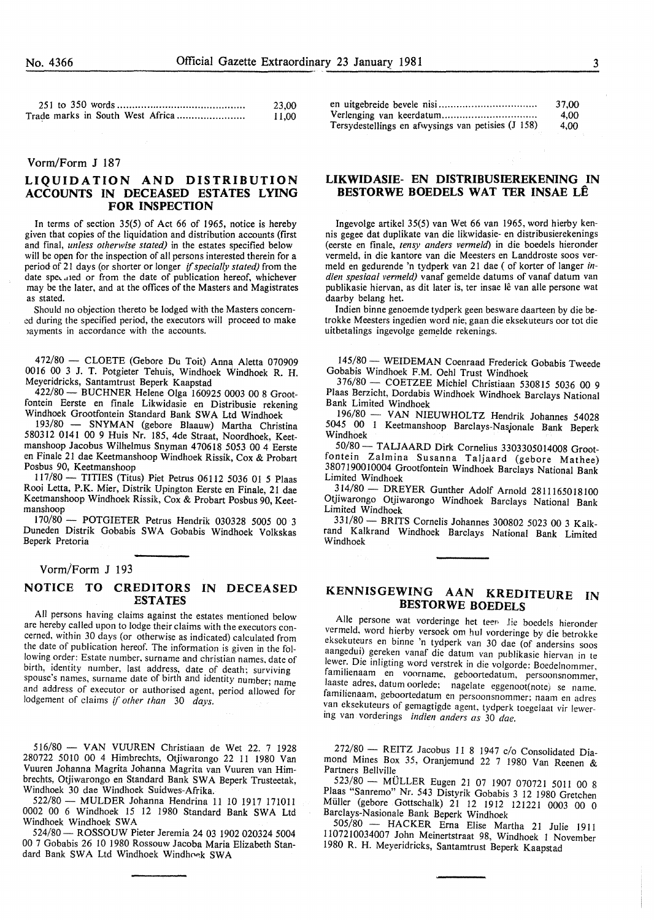| | |
|---|---|
| 251 to 350 words | 23,00 |
| Trade marks in South West Africa | 11,00 |

| | |
|---|---|
| en uitgebreide bevele nisi | 37,00 |
| Verlenging van keerdatum | 4,00 |
| Tersydestellings en afwysings van petisies (J 158) | 4,00 |

Vorm/Form J 187

## LIQUIDATION AND DISTRIBUTION ACCOUNTS IN DECEASED ESTATES LYING FOR INSPECTION

In terms of section 35(5) of Act 66 of 1965, notice is hereby given that copies of the liquidation and distribution accounts (first and final, *unless otherwise stated)* in the estates specified below will be open for the inspection of all persons interested therein for a period of 21 days (or shorter or longer *if specially stated)* from the date spe..ned or from the date of publication hereof, whichever may be the later, and at the offices of the Masters and Magistrates as stated.

Should no objection thereto be lodged with the Masters concerned during the specified period, the executors will proceed to make ›ayments in accordance with the accounts.

472/80 — CLOETE (Gebore Du Toit) Anna Aletta 070909 0016 00 3 J. T. Potgieter Tehuis, Windhoek Windhoek R. H. Meyeridricks, Santamtrust Beperk Kaapstad

422/80 — BUCHNER Helene Olga 160925 0003 00 8 Grootfontein Eerste en finale Likwidasie en Distribusie rekening Windhoek Grootfontein Standard Bank SWA Ltd Windhoek

193/80 — SNYMAN (gebore Blaauw) Martha Christina 580312 0141 00 9 Huis Nr. 185, 4de Straat, Noordhoek, Keetmanshoop Jacobus Wilhelmus Snyman 470618 5053 00 4 Eerste en Finale 21 dae Keetmanshoop Windhoek Rissik, Cox & Probart Posbus 90, Keetmanshoop

117/80 — TITIES (Titus) Piet Petrus 06112 5036 01 5 Plaas Rooi Letta, P.K. Mier, Distrik Upington Eerste en Finale, 21 dae Keetmanshoop Windhoek Rissik, Cox & Probart Posbus 90, Keetmanshoop

170/80 — POTGIETER Petrus Hendrik 030328 5005 00 3 Duneden Distrik Gobabis SWA Gobabis Windhoek Volkskas Beperk Pretoria

## LIKWIDASIE- EN DISTRIBUSIEREKENING IN BESTORWE BOEDELS WAT TER INSAE LÊ

Ingevolge artikel 35(5) van Wet 66 van 1965, word hierby kennis gegee dat duplikate van die likwidasie- en distribusierekenings (eerste en finale, *tensy anders vermeld)* in die boedels hieronder vermeld, in die kantore van die Meesters en Landdroste soos vermeld en gedurende 'n tydperk van 21 dae ( of korter of langer *indien spesiaal vermeld)* vanaf gemelde datums of vanaf datum van publikasie hiervan, as dit later is, ter insae lê van alle persone wat daarby belang het.

Indien binne genoemde tydperk geen besware daarteen by die betrokke Meesters ingedien word nie, gaan die eksekuteurs oor tot die uitbetalings ingevolge gemelde rekenings.

145/80 — WEIDEMAN Coenraad Frederick Gobabis Tweede Gobabis Windhoek F.M. Oehl Trust Windhoek

376/80 — COETZEE Michiel Christiaan 530815 5036 00 9 Plaas Berzicht, Dordabis Windhoek Windhoek Barclays National Bank Limited Windhoek

196/80 — VAN NIEUWHOLTZ Hendrik Johannes 54028 5045 00 1 Keetmanshoop Barclays-Nasionale Bank Beperk Windhoek

50/80 — TALJAARD Dirk Cornelius 3303305014008 Grootfontein Zalmina Susanna Taljaard (gebore Mathee) 3807190010004 Grootfontein Windhoek Barclays National Bank Limited Windhoek

314/80 — DREYER Gunther Adolf Arnold 2811165018100 Otjiwarongo Otjiwarongo Windhoek Barclays National Bank Limited Windhoek

331/80 — BRITS Cornelis Johannes 300802 5023 00 3 Kalkrand Kalkrand Windhoek Barclays National Bank Limited Windhoek

Vorm/Form J 193

## NOTICE TO CREDITORS IN DECEASED ESTATES

All persons having claims against the estates mentioned below are hereby called upon to lodge their claims with the executors concerned, within 30 days (or otherwise as indicated) calculated from the date of publication hereof. The information is given in the following order: Estate number, surname and christian names, date of birth, identity number, last address, date of death; surviving spouse's names, surname date of birth and identity number; name and address of executor or authorised agent, period allowed for lodgement of claims *if other than 30 days.*

516/80 — VAN VUUREN Christiaan de Wet 22. 7 1928 280722 5010 00 4 Himbrechts, Otjiwarongo 22 11 1980 Van Vuuren Johanna Magrita Johanna Magrita van Vuuren van Himbrechts, Otjiwarongo en Standard Bank SWA Beperk Trusteetak, Windhoek 30 dae Windhoek Suidwes-Afrika.

522/80 — MULDER Johanna Hendrina 11 10 1917 171011 0002 00 6 Windhoek 15 12 1980 Standard Bank SWA Ltd Windhoek Windhoek SWA

524/80 — ROSSOUW Pieter Jeremia 24 03 1902 020324 5004 00 7 Gobabis 26 10 1980 Rossouw Jacoba Maria Elizabeth Standard Bank SWA Ltd Windhoek Windhoek SWA

## KENNISGEWING AAN KREDITEURE IN BESTORWE BOEDELS

Alle persone wat vorderinge het teen die boedels hieronder vermeld, word hierby versoek om hul vorderinge by die betrokke eksekuteurs en binne 'n tydperk van 30 dae (of andersins soos aangedui) gereken vanaf die datum van publikasie hiervan in te lewer. Die inligting word verstrek in die volgorde: Boedelnommer, familienaam en voorname, geboortedatum, persoonsnommer, laaste adres, datum oorlede; nagelate eggenoot(note) se name, familienaam, geboortedatum en persoonsnommer; naam en adres van eksekuteurs of gemagtigde agent, tydperk toegelaat vir lewering van vorderings *indien anders as 30 dae.*

272/80 — REITZ Jacobus 11 8 1947 c/o Consolidated Diamond Mines Box 35, Oranjemund 22 7 1980 Van Reenen & Partners Bellville

523/80 — MÜLLER Eugen 21 07 1907 070721 5011 00 8 Plaas "Sanremo" Nr. 543 Distyrik Gobabis 3 12 1980 Gretchen Müller (gebore Gottschalk) 21 12 1912 121221 0003 00 0 Barclays-Nasionale Bank Beperk Windhoek

505/80 — HACKER Erna Elise Martha 21 Julie 1911 1107210034007 John Meinertstraat 98, Windhoek 1 November 1980 R. H. Meyeridricks, Santamtrust Beperk Kaapstad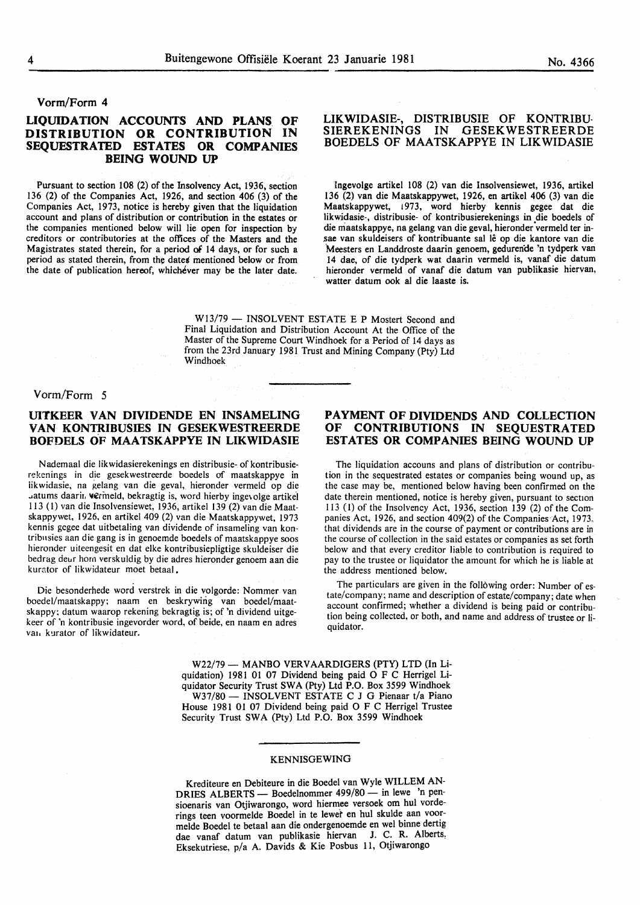Vorm/Form 4

## LIQUIDATION ACCOUNTS AND PLANS OF DISTRIBUTION OR CONTRIBUTION IN SEQUESTRATED ESTATES OR COMPANIES BEING WOUND UP

Pursuant to section 108 (2) of the Insolvency Act, 1936, section 136 (2) of the Companies Act, 1926, and section 406 (3) of the Companies Act, 1973, notice is hereby given that the liquidation account and plans of distribution or contribution in the estates or the companies mentioned below will lie open for inspection by creditors or contributories at the offices of the Masters and the Magistrates stated therein, for a period of 14 days, or for such a period as stated therein, from the dates mentioned below or from the date of publication hereof, whichever may be the later date.

## LIKWIDASIE-, DISTRIBUSIE OF KONTRIBUSIEREKENINGS IN GESEKWESTREERDE BOEDELS OF MAATSKAPPYE IN LIKWIDASIE

Ingevolge artikel 108 (2) van die Insolvensiewet, 1936, artikel 136 (2) van die Maatskappywet, 1926, en artikel 406 (3) van die Maatskappywet, 1973, word hierby kennis gegee dat die likwidasie-, distribusie- of kontribusierekenings in die boedels of die maatskappye, na gelang van die geval, hieronder vermeld ter insae van skuldeisers of kontribuante sal lê op die kantore van die Meesters en Landdroste daarin genoem, gedurende 'n tydperk van 14 dae, of die tydperk wat daarin vermeld is, vanaf die datum hieronder vermeld of vanaf die datum van publikasie hiervan, watter datum ook al die laaste is.

W13/79 — INSOLVENT ESTATE E P Mostert Second and Final Liquidation and Distribution Account At the Office of the Master of the Supreme Court Windhoek for a Period of 14 days as from the 23rd January 1981 Trust and Mining Company (Pty) Ltd Windhoek

---

Vorm/Form 5

## UITKEER VAN DIVIDENDE EN INSAMELING VAN KONTRIBUSIES IN GESEKWESTREERDE BOEDELS OF MAATSKAPPYE IN LIKWIDASIE

Nademaal die likwidasierekenings en distribusie- of kontribusierekenings in die gesekwestreerde boedels of maatskappye in likwidasie, na gelang van die geval, hieronder vermeld op die datums daarin vermeld, bekragtig is, word hierby ingevolge artikel 113 (1) van die Insolvensiewet, 1936, artikel 139 (2) van die Maatskappywet, 1926, en artikel 409 (2) van die Maatskappywet, 1973 kennis gegee dat uitbetaling van dividende of insameling van kontribusies aan die gang is in genoemde boedels of maatskappye soos hieronder uiteengesit en dat elke kontribusiepligtige skuldeiser die bedrag deur hom verskuldig by die adres hieronder genoem aan die kurator of likwidateur moet betaal.

Die besonderhede word verstrek in die volgorde: Nommer van boedel/maatskappy; naam en beskrywing van boedel/maatskappy; datum waarop rekening bekragtig is; of 'n dividend uitgekeer of 'n kontribusie ingevorder word, of beide, en naam en adres van kurator of likwidateur.

## PAYMENT OF DIVIDENDS AND COLLECTION OF CONTRIBUTIONS IN SEQUESTRATED ESTATES OR COMPANIES BEING WOUND UP

The liquidation accouns and plans of distribution or contribution in the sequestrated estates or companies being wound up, as the case may be, mentioned below having been confirmed on the date therein mentioned, notice is hereby given, pursuant to section 113 (1) of the Insolvency Act, 1936, section 139 (2) of the Companies Act, 1926, and section 409(2) of the Companies Act, 1973, that dividends are in the course of payment or contributions are in the course of collection in the said estates or companies as set forth below and that every creditor liable to contribution is required to pay to the trustee or liquidator the amount for which he is liable at the address mentioned below.

The particulars are given in the following order: Number of estate/company; name and description of estate/company; date when account confirmed; whether a dividend is being paid or contribution being collected, or both, and name and address of trustee or liquidator.

W22/79 — MANBO VERVAARDIGERS (PTY) LTD (In Liquidation) 1981 01 07 Dividend being paid O F C Herrigel Liquidator Security Trust SWA (Pty) Ltd P.O. Box 3599 Windhoek

W37/80 — INSOLVENT ESTATE C J G Pienaar t/a Piano House 1981 01 07 Dividend being paid O F C Herrigel Trustee Security Trust SWA (Pty) Ltd P.O. Box 3599 Windhoek

---

### KENNISGEWING

Krediteure en Debiteure in die Boedel van Wyle WILLEM ANDRIES ALBERTS — Boedelnommer 499/80 — in lewe 'n pensioenaris van Otjiwarongo, word hiermee versoek om hul vorderings teen voormelde Boedel in te lewer en hul skulde aan voormelde Boedel te betaal aan die ondergenoemde en wel binne dertig dae vanaf datum van publikasie hiervan J. C. R. Alberts, Eksekutriese, p/a A. Davids & Kie Posbus 11, Otjiwarongo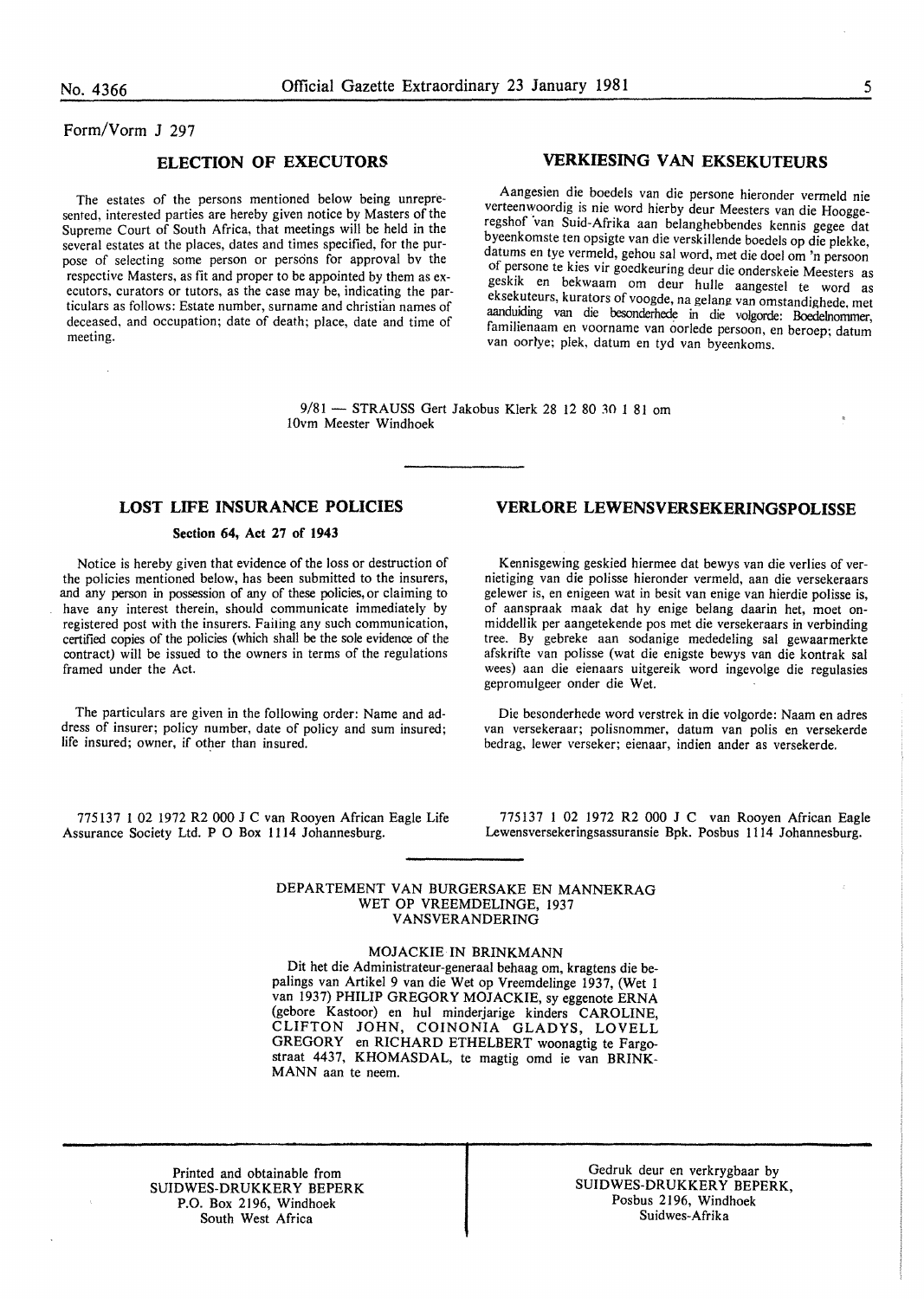Form/Vorm J 297

## ELECTION OF EXECUTORS

The estates of the persons mentioned below being unrepresented, interested parties are hereby given notice by Masters of the Supreme Court of South Africa, that meetings will be held in the several estates at the places, dates and times specified, for the purpose of selecting some person or persons for approval by the respective Masters, as fit and proper to be appointed by them as executors, curators or tutors, as the case may be, indicating the particulars as follows: Estate number, surname and christian names of deceased, and occupation; date of death; place, date and time of meeting.

## VERKIESING VAN EKSEKUTEURS

Aangesien die boedels van die persone hieronder vermeld nie verteenwoordig is nie word hierby deur Meesters van die Hooggeregshof van Suid-Afrika aan belanghebbendes kennis gegee dat byeenkomste ten opsigte van die verskillende boedels op die plekke, datums en tye vermeld, gehou sal word, met die doel om 'n persoon of persone te kies vir goedkeuring deur die onderskeie Meesters as geskik en bekwaam om deur hulle aangestel te word as eksekuteurs, kurators of voogde, na gelang van omstandighede, met aanduiding van die besonderhede in die volgorde: Boedelnommer, familienaam en voorname van oorlede persoon, en beroep; datum van oorlye; plek, datum en tyd van byeenkoms.

9/81 — STRAUSS Gert Jakobus Klerk 28 12 80 30 1 81 om 10vm Meester Windhoek

## LOST LIFE INSURANCE POLICIES

**Section 64, Act 27 of 1943**

Notice is hereby given that evidence of the loss or destruction of the policies mentioned below, has been submitted to the insurers, and any person in possession of any of these policies, or claiming to have any interest therein, should communicate immediately by registered post with the insurers. Failing any such communication, certified copies of the policies (which shall be the sole evidence of the contract) will be issued to the owners in terms of the regulations framed under the Act.

The particulars are given in the following order: Name and address of insurer; policy number, date of policy and sum insured; life insured; owner, if other than insured.

775137 1 02 1972 R2 000 J C van Rooyen African Eagle Life Assurance Society Ltd. P O Box 1114 Johannesburg.

## VERLORE LEWENSVERSEKERINGSPOLISSE

Kennisgewing geskied hiermee dat bewys van die verlies of vernietiging van die polisse hieronder vermeld, aan die versekeraars gelewer is, en enigeen wat in besit van enige van hierdie polisse is, of aanspraak maak dat hy enige belang daarin het, moet onmiddellik per aangetekende pos met die versekeraars in verbinding tree. By gebreke aan sodanige mededeling sal gewaarmerkte afskrifte van polisse (wat die enigste bewys van die kontrak sal wees) aan die eienaars uitgereik word ingevolge die regulasies gepromulgeer onder die Wet.

Die besonderhede word verstrek in die volgorde: Naam en adres van versekeraar; polisnommer, datum van polis en versekerde bedrag, lewer verseker; eienaar, indien ander as versekerde.

775137 1 02 1972 R2 000 J C van Rooyen African Eagle Lewensversekeringsassuransie Bpk. Posbus 1114 Johannesburg.

DEPARTEMENT VAN BURGERSAKE EN MANNEKRAG
WET OP VREEMDELINGE, 1937
VANSVERANDERING

MOJACKIE IN BRINKMANN

Dit het die Administrateur-generaal behaag om, kragtens die bepalings van Artikel 9 van die Wet op Vreemdelinge 1937, (Wet 1 van 1937) PHILIP GREGORY MOJACKIE, sy eggenote ERNA (gebore Kastoor) en hul minderjarige kinders CAROLINE, CLIFTON JOHN, COINONIA GLADYS, LOVELL GREGORY en RICHARD ETHELBERT woonagtig te Fargostraat 4437, KHOMASDAL, te magtig omd ie van BRINKMANN aan te neem.

Printed and obtainable from
SUIDWES-DRUKKERY BEPERK
P.O. Box 2196, Windhoek
South West Africa

Gedruk deur en verkrygbaar by
SUIDWES-DRUKKERY BEPERK,
Posbus 2196, Windhoek
Suidwes-Afrika